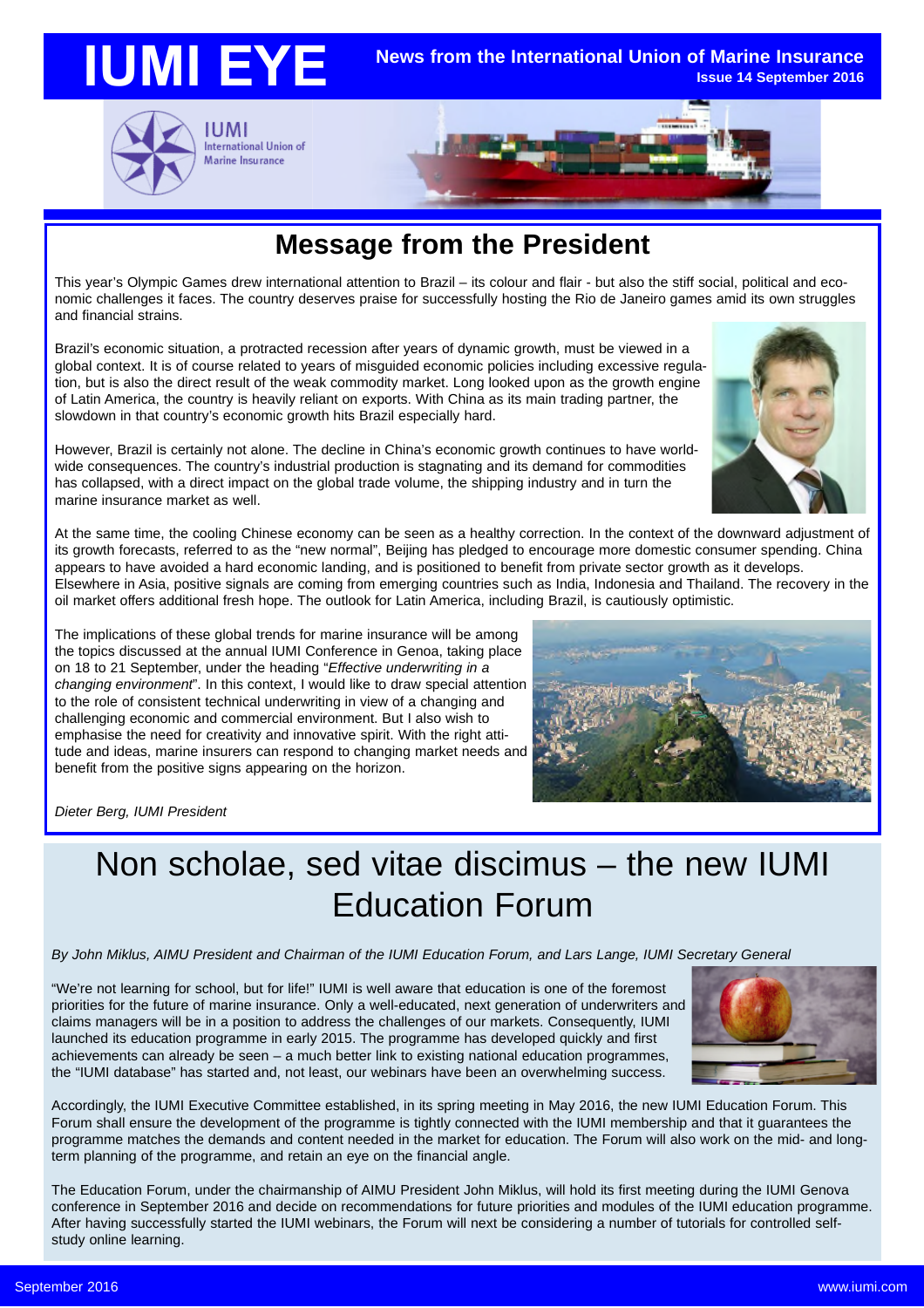# IUMI EYE

**News from the International Union of Marine Insurance**
**Issue 14 September 2016**

## Message from the President

This year's Olympic Games drew international attention to Brazil – its colour and flair - but also the stiff social, political and economic challenges it faces. The country deserves praise for successfully hosting the Rio de Janeiro games amid its own struggles and financial strains.

Brazil's economic situation, a protracted recession after years of dynamic growth, must be viewed in a global context. It is of course related to years of misguided economic policies including excessive regulation, but is also the direct result of the weak commodity market. Long looked upon as the growth engine of Latin America, the country is heavily reliant on exports. With China as its main trading partner, the slowdown in that country's economic growth hits Brazil especially hard.

However, Brazil is certainly not alone. The decline in China's economic growth continues to have worldwide consequences. The country's industrial production is stagnating and its demand for commodities has collapsed, with a direct impact on the global trade volume, the shipping industry and in turn the marine insurance market as well.

At the same time, the cooling Chinese economy can be seen as a healthy correction. In the context of the downward adjustment of its growth forecasts, referred to as the "new normal", Beijing has pledged to encourage more domestic consumer spending. China appears to have avoided a hard economic landing, and is positioned to benefit from private sector growth as it develops. Elsewhere in Asia, positive signals are coming from emerging countries such as India, Indonesia and Thailand. The recovery in the oil market offers additional fresh hope. The outlook for Latin America, including Brazil, is cautiously optimistic.

The implications of these global trends for marine insurance will be among the topics discussed at the annual IUMI Conference in Genoa, taking place on 18 to 21 September, under the heading "*Effective underwriting in a changing environment*". In this context, I would like to draw special attention to the role of consistent technical underwriting in view of a changing and challenging economic and commercial environment. But I also wish to emphasise the need for creativity and innovative spirit. With the right attitude and ideas, marine insurers can respond to changing market needs and benefit from the positive signs appearing on the horizon.

*Dieter Berg, IUMI President*

## Non scholae, sed vitae discimus – the new IUMI Education Forum

*By John Miklus, AIMU President and Chairman of the IUMI Education Forum, and Lars Lange, IUMI Secretary General*

"We're not learning for school, but for life!" IUMI is well aware that education is one of the foremost priorities for the future of marine insurance. Only a well-educated, next generation of underwriters and claims managers will be in a position to address the challenges of our markets. Consequently, IUMI launched its education programme in early 2015. The programme has developed quickly and first achievements can already be seen – a much better link to existing national education programmes, the "IUMI database" has started and, not least, our webinars have been an overwhelming success.

Accordingly, the IUMI Executive Committee established, in its spring meeting in May 2016, the new IUMI Education Forum. This Forum shall ensure the development of the programme is tightly connected with the IUMI membership and that it guarantees the programme matches the demands and content needed in the market for education. The Forum will also work on the mid- and long-term planning of the programme, and retain an eye on the financial angle.

The Education Forum, under the chairmanship of AIMU President John Miklus, will hold its first meeting during the IUMI Genova conference in September 2016 and decide on recommendations for future priorities and modules of the IUMI education programme. After having successfully started the IUMI webinars, the Forum will next be considering a number of tutorials for controlled self-study online learning.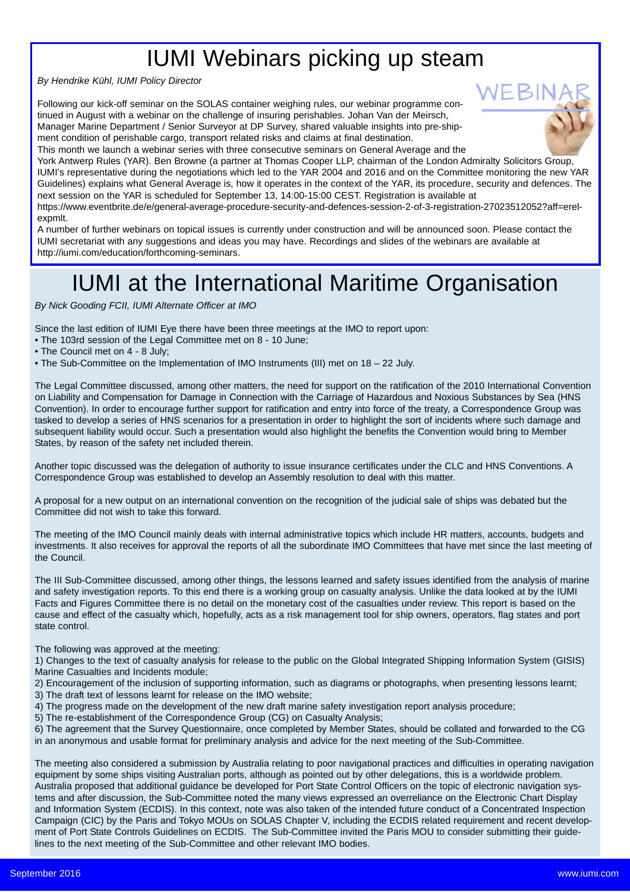# IUMI Webinars picking up steam

*By Hendrike Kühl, IUMI Policy Director*

Following our kick-off seminar on the SOLAS container weighing rules, our webinar programme continued in August with a webinar on the challenge of insuring perishables. Johan Van der Meirsch, Manager Marine Department / Senior Surveyor at DP Survey, shared valuable insights into pre-shipment condition of perishable cargo, transport related risks and claims at final destination.

This month we launch a webinar series with three consecutive seminars on General Average and the York Antwerp Rules (YAR). Ben Browne (a partner at Thomas Cooper LLP, chairman of the London Admiralty Solicitors Group, IUMI's representative during the negotiations which led to the YAR 2004 and 2016 and on the Committee monitoring the new YAR Guidelines) explains what General Average is, how it operates in the context of the YAR, its procedure, security and defences. The next session on the YAR is scheduled for September 13, 14:00-15:00 CEST. Registration is available at https://www.eventbrite.de/e/general-average-procedure-security-and-defences-session-2-of-3-registration-27023512052?aff=erelexpmlt.

A number of further webinars on topical issues is currently under construction and will be announced soon. Please contact the IUMI secretariat with any suggestions and ideas you may have. Recordings and slides of the webinars are available at http://iumi.com/education/forthcoming-seminars.

# IUMI at the International Maritime Organisation

*By Nick Gooding FCII, IUMI Alternate Officer at IMO*

Since the last edition of IUMI Eye there have been three meetings at the IMO to report upon:

- The 103rd session of the Legal Committee met on 8 - 10 June;
- The Council met on 4 - 8 July;
- The Sub-Committee on the Implementation of IMO Instruments (III) met on 18 – 22 July.

The Legal Committee discussed, among other matters, the need for support on the ratification of the 2010 International Convention on Liability and Compensation for Damage in Connection with the Carriage of Hazardous and Noxious Substances by Sea (HNS Convention). In order to encourage further support for ratification and entry into force of the treaty, a Correspondence Group was tasked to develop a series of HNS scenarios for a presentation in order to highlight the sort of incidents where such damage and subsequent liability would occur. Such a presentation would also highlight the benefits the Convention would bring to Member States, by reason of the safety net included therein.

Another topic discussed was the delegation of authority to issue insurance certificates under the CLC and HNS Conventions. A Correspondence Group was established to develop an Assembly resolution to deal with this matter.

A proposal for a new output on an international convention on the recognition of the judicial sale of ships was debated but the Committee did not wish to take this forward.

The meeting of the IMO Council mainly deals with internal administrative topics which include HR matters, accounts, budgets and investments. It also receives for approval the reports of all the subordinate IMO Committees that have met since the last meeting of the Council.

The III Sub-Committee discussed, among other things, the lessons learned and safety issues identified from the analysis of marine and safety investigation reports. To this end there is a working group on casualty analysis. Unlike the data looked at by the IUMI Facts and Figures Committee there is no detail on the monetary cost of the casualties under review. This report is based on the cause and effect of the casualty which, hopefully, acts as a risk management tool for ship owners, operators, flag states and port state control.

The following was approved at the meeting:

1) Changes to the text of casualty analysis for release to the public on the Global Integrated Shipping Information System (GISIS) Marine Casualties and Incidents module;
2) Encouragement of the inclusion of supporting information, such as diagrams or photographs, when presenting lessons learnt;
3) The draft text of lessons learnt for release on the IMO website;
4) The progress made on the development of the new draft marine safety investigation report analysis procedure;
5) The re-establishment of the Correspondence Group (CG) on Casualty Analysis;
6) The agreement that the Survey Questionnaire, once completed by Member States, should be collated and forwarded to the CG in an anonymous and usable format for preliminary analysis and advice for the next meeting of the Sub-Committee.

The meeting also considered a submission by Australia relating to poor navigational practices and difficulties in operating navigation equipment by some ships visiting Australian ports, although as pointed out by other delegations, this is a worldwide problem. Australia proposed that additional guidance be developed for Port State Control Officers on the topic of electronic navigation systems and after discussion, the Sub-Committee noted the many views expressed an overreliance on the Electronic Chart Display and Information System (ECDIS). In this context, note was also taken of the intended future conduct of a Concentrated Inspection Campaign (CIC) by the Paris and Tokyo MOUs on SOLAS Chapter V, including the ECDIS related requirement and recent development of Port State Controls Guidelines on ECDIS. The Sub-Committee invited the Paris MOU to consider submitting their guidelines to the next meeting of the Sub-Committee and other relevant IMO bodies.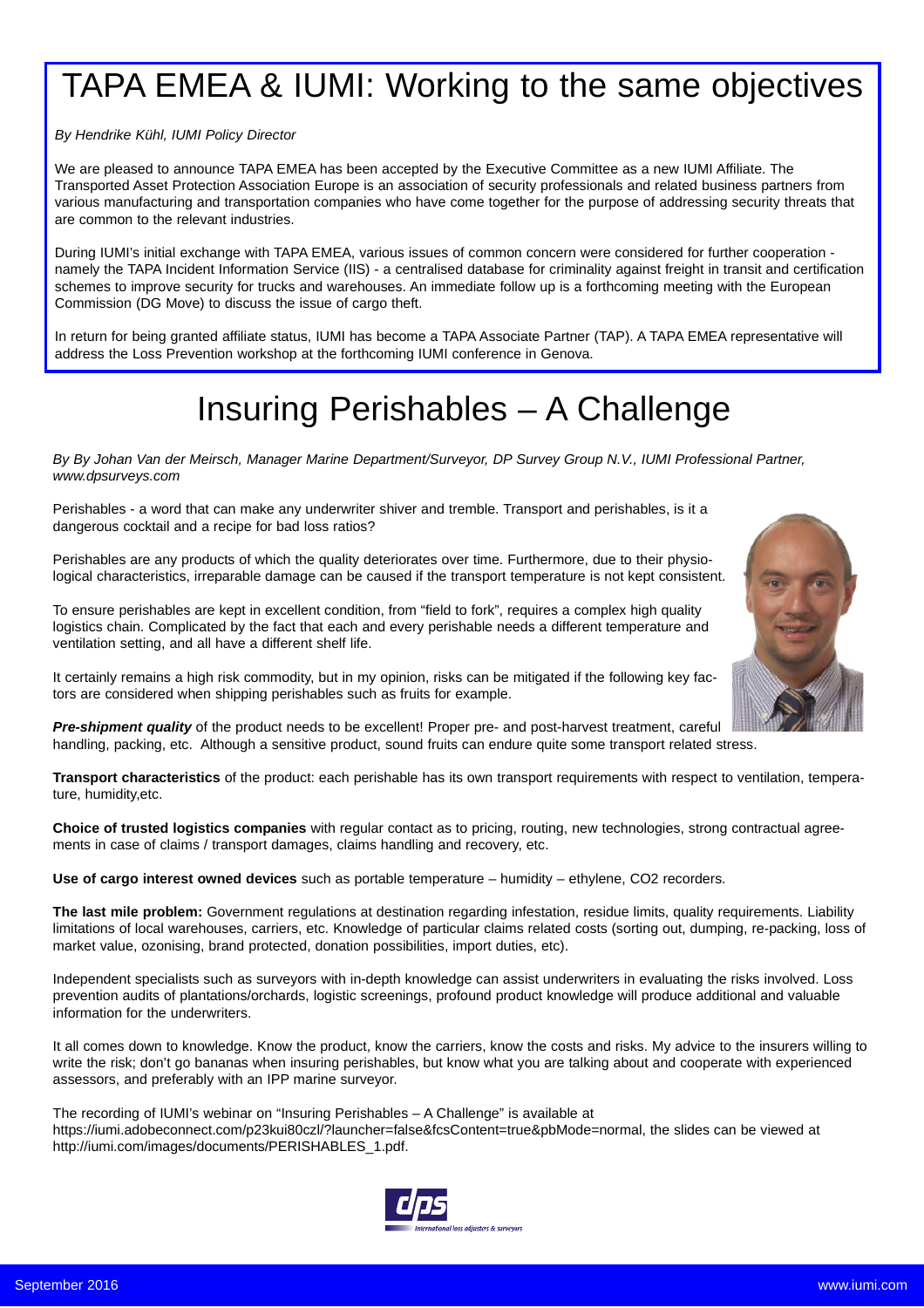# TAPA EMEA & IUMI: Working to the same objectives

*By Hendrike Kühl, IUMI Policy Director*

We are pleased to announce TAPA EMEA has been accepted by the Executive Committee as a new IUMI Affiliate. The Transported Asset Protection Association Europe is an association of security professionals and related business partners from various manufacturing and transportation companies who have come together for the purpose of addressing security threats that are common to the relevant industries.

During IUMI's initial exchange with TAPA EMEA, various issues of common concern were considered for further cooperation - namely the TAPA Incident Information Service (IIS) - a centralised database for criminality against freight in transit and certification schemes to improve security for trucks and warehouses. An immediate follow up is a forthcoming meeting with the European Commission (DG Move) to discuss the issue of cargo theft.

In return for being granted affiliate status, IUMI has become a TAPA Associate Partner (TAP). A TAPA EMEA representative will address the Loss Prevention workshop at the forthcoming IUMI conference in Genova.

# Insuring Perishables – A Challenge

*By By Johan Van der Meirsch, Manager Marine Department/Surveyor, DP Survey Group N.V., IUMI Professional Partner, www.dpsurveys.com*

Perishables - a word that can make any underwriter shiver and tremble. Transport and perishables, is it a dangerous cocktail and a recipe for bad loss ratios?

Perishables are any products of which the quality deteriorates over time. Furthermore, due to their physiological characteristics, irreparable damage can be caused if the transport temperature is not kept consistent.

To ensure perishables are kept in excellent condition, from "field to fork", requires a complex high quality logistics chain. Complicated by the fact that each and every perishable needs a different temperature and ventilation setting, and all have a different shelf life.

It certainly remains a high risk commodity, but in my opinion, risks can be mitigated if the following key factors are considered when shipping perishables such as fruits for example.

***Pre-shipment quality*** of the product needs to be excellent! Proper pre- and post-harvest treatment, careful handling, packing, etc. Although a sensitive product, sound fruits can endure quite some transport related stress.

**Transport characteristics** of the product: each perishable has its own transport requirements with respect to ventilation, temperature, humidity,etc.

**Choice of trusted logistics companies** with regular contact as to pricing, routing, new technologies, strong contractual agreements in case of claims / transport damages, claims handling and recovery, etc.

**Use of cargo interest owned devices** such as portable temperature – humidity – ethylene, $CO_2$ recorders.

**The last mile problem:** Government regulations at destination regarding infestation, residue limits, quality requirements. Liability limitations of local warehouses, carriers, etc. Knowledge of particular claims related costs (sorting out, dumping, re-packing, loss of market value, ozonising, brand protected, donation possibilities, import duties, etc).

Independent specialists such as surveyors with in-depth knowledge can assist underwriters in evaluating the risks involved. Loss prevention audits of plantations/orchards, logistic screenings, profound product knowledge will produce additional and valuable information for the underwriters.

It all comes down to knowledge. Know the product, know the carriers, know the costs and risks. My advice to the insurers willing to write the risk; don't go bananas when insuring perishables, but know what you are talking about and cooperate with experienced assessors, and preferably with an IPP marine surveyor.

The recording of IUMI's webinar on "Insuring Perishables – A Challenge" is available at https://iumi.adobeconnect.com/p23kui80czl/?launcher=false&fcsContent=true&pbMode=normal, the slides can be viewed at http://iumi.com/images/documents/PERISHABLES_1.pdf.

dps
International loss adjusters & surveyors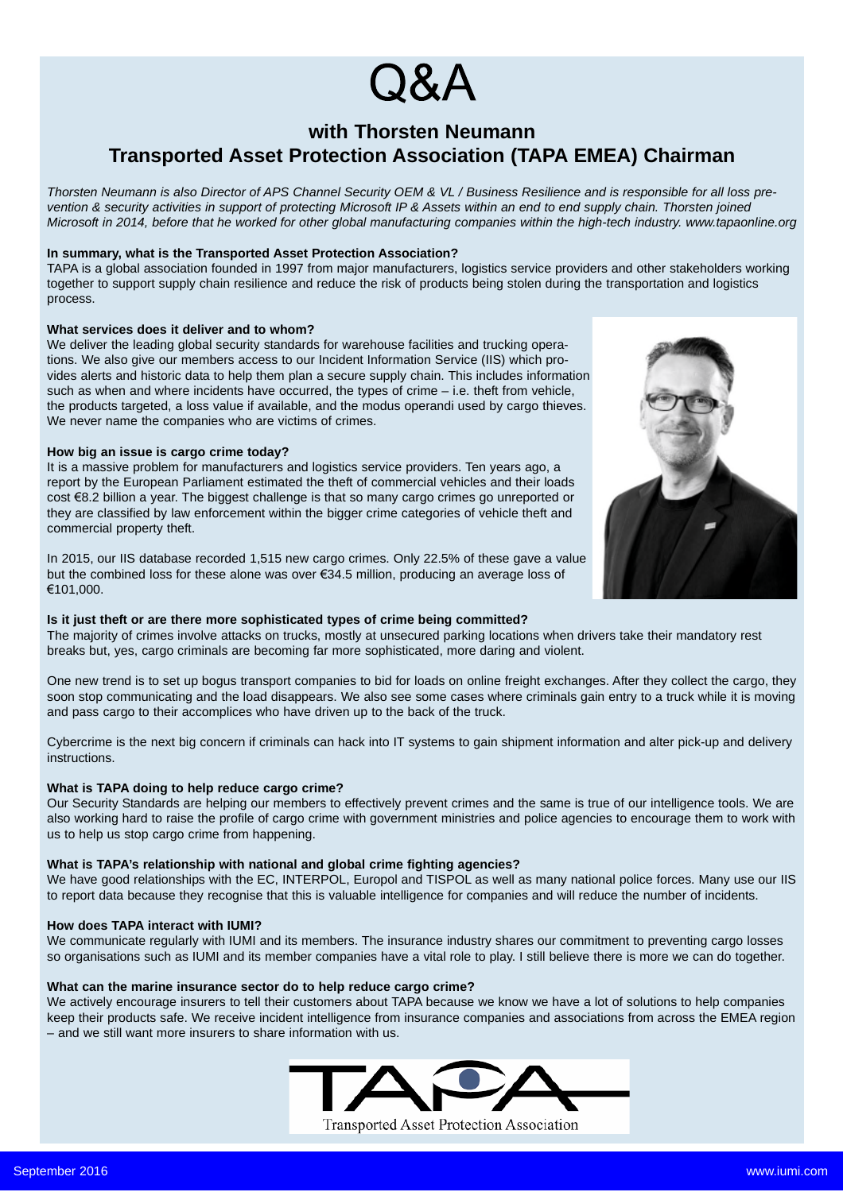# Q&A

## with Thorsten Neumann
## Transported Asset Protection Association (TAPA EMEA) Chairman

*Thorsten Neumann is also Director of APS Channel Security OEM & VL / Business Resilience and is responsible for all loss prevention & security activities in support of protecting Microsoft IP & Assets within an end to end supply chain. Thorsten joined Microsoft in 2014, before that he worked for other global manufacturing companies within the high-tech industry. www.tapaonline.org*

**In summary, what is the Transported Asset Protection Association?**

TAPA is a global association founded in 1997 from major manufacturers, logistics service providers and other stakeholders working together to support supply chain resilience and reduce the risk of products being stolen during the transportation and logistics process.

**What services does it deliver and to whom?**

We deliver the leading global security standards for warehouse facilities and trucking operations. We also give our members access to our Incident Information Service (IIS) which provides alerts and historic data to help them plan a secure supply chain. This includes information such as when and where incidents have occurred, the types of crime – i.e. theft from vehicle, the products targeted, a loss value if available, and the modus operandi used by cargo thieves. We never name the companies who are victims of crimes.

**How big an issue is cargo crime today?**

It is a massive problem for manufacturers and logistics service providers. Ten years ago, a report by the European Parliament estimated the theft of commercial vehicles and their loads cost €8.2 billion a year. The biggest challenge is that so many cargo crimes go unreported or they are classified by law enforcement within the bigger crime categories of vehicle theft and commercial property theft.

In 2015, our IIS database recorded 1,515 new cargo crimes. Only 22.5% of these gave a value but the combined loss for these alone was over €34.5 million, producing an average loss of €101,000.

**Is it just theft or are there more sophisticated types of crime being committed?**

The majority of crimes involve attacks on trucks, mostly at unsecured parking locations when drivers take their mandatory rest breaks but, yes, cargo criminals are becoming far more sophisticated, more daring and violent.

One new trend is to set up bogus transport companies to bid for loads on online freight exchanges. After they collect the cargo, they soon stop communicating and the load disappears. We also see some cases where criminals gain entry to a truck while it is moving and pass cargo to their accomplices who have driven up to the back of the truck.

Cybercrime is the next big concern if criminals can hack into IT systems to gain shipment information and alter pick-up and delivery instructions.

**What is TAPA doing to help reduce cargo crime?**

Our Security Standards are helping our members to effectively prevent crimes and the same is true of our intelligence tools. We are also working hard to raise the profile of cargo crime with government ministries and police agencies to encourage them to work with us to help us stop cargo crime from happening.

**What is TAPA's relationship with national and global crime fighting agencies?**

We have good relationships with the EC, INTERPOL, Europol and TISPOL as well as many national police forces. Many use our IIS to report data because they recognise that this is valuable intelligence for companies and will reduce the number of incidents.

**How does TAPA interact with IUMI?**

We communicate regularly with IUMI and its members. The insurance industry shares our commitment to preventing cargo losses so organisations such as IUMI and its member companies have a vital role to play. I still believe there is more we can do together.

**What can the marine insurance sector do to help reduce cargo crime?**

We actively encourage insurers to tell their customers about TAPA because we know we have a lot of solutions to help companies keep their products safe. We receive incident intelligence from insurance companies and associations from across the EMEA region – and we still want more insurers to share information with us.

TAPA
Transported Asset Protection Association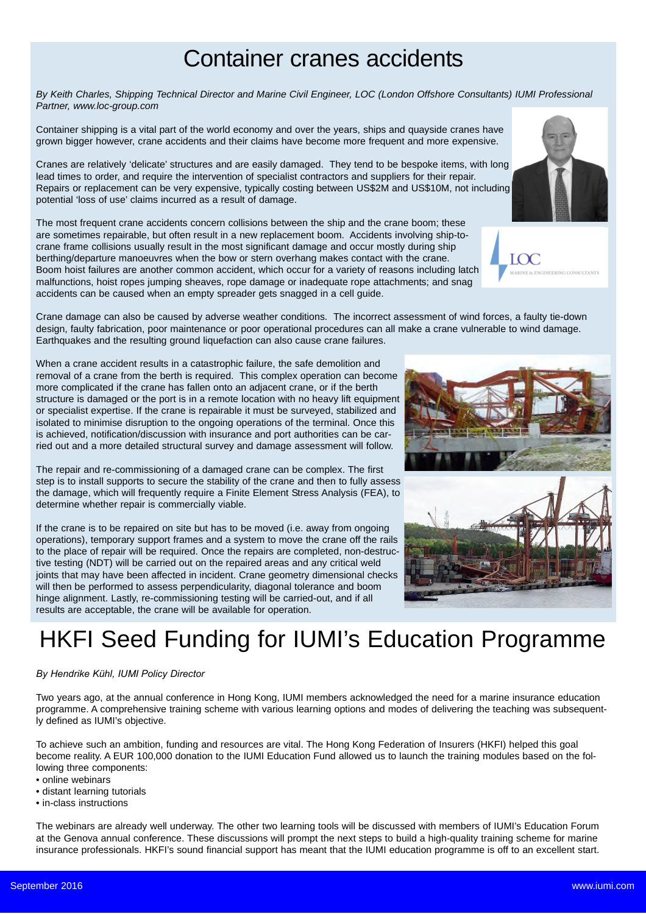# Container cranes accidents

*By Keith Charles, Shipping Technical Director and Marine Civil Engineer, LOC (London Offshore Consultants) IUMI Professional Partner, www.loc-group.com*

Container shipping is a vital part of the world economy and over the years, ships and quayside cranes have grown bigger however, crane accidents and their claims have become more frequent and more expensive.

Cranes are relatively 'delicate' structures and are easily damaged. They tend to be bespoke items, with long lead times to order, and require the intervention of specialist contractors and suppliers for their repair. Repairs or replacement can be very expensive, typically costing between US$2M and US$10M, not including potential 'loss of use' claims incurred as a result of damage.

The most frequent crane accidents concern collisions between the ship and the crane boom; these are sometimes repairable, but often result in a new replacement boom. Accidents involving ship-to-crane frame collisions usually result in the most significant damage and occur mostly during ship berthing/departure manoeuvres when the bow or stern overhang makes contact with the crane. Boom hoist failures are another common accident, which occur for a variety of reasons including latch malfunctions, hoist ropes jumping sheaves, rope damage or inadequate rope attachments; and snag accidents can be caused when an empty spreader gets snagged in a cell guide.

Crane damage can also be caused by adverse weather conditions. The incorrect assessment of wind forces, a faulty tie-down design, faulty fabrication, poor maintenance or poor operational procedures can all make a crane vulnerable to wind damage. Earthquakes and the resulting ground liquefaction can also cause crane failures.

When a crane accident results in a catastrophic failure, the safe demolition and removal of a crane from the berth is required. This complex operation can become more complicated if the crane has fallen onto an adjacent crane, or if the berth structure is damaged or the port is in a remote location with no heavy lift equipment or specialist expertise. If the crane is repairable it must be surveyed, stabilized and isolated to minimise disruption to the ongoing operations of the terminal. Once this is achieved, notification/discussion with insurance and port authorities can be carried out and a more detailed structural survey and damage assessment will follow.

The repair and re-commissioning of a damaged crane can be complex. The first step is to install supports to secure the stability of the crane and then to fully assess the damage, which will frequently require a Finite Element Stress Analysis (FEA), to determine whether repair is commercially viable.

If the crane is to be repaired on site but has to be moved (i.e. away from ongoing operations), temporary support frames and a system to move the crane off the rails to the place of repair will be required. Once the repairs are completed, non-destructive testing (NDT) will be carried out on the repaired areas and any critical weld joints that may have been affected in incident. Crane geometry dimensional checks will then be performed to assess perpendicularity, diagonal tolerance and boom hinge alignment. Lastly, re-commissioning testing will be carried-out, and if all results are acceptable, the crane will be available for operation.

# HKFI Seed Funding for IUMI's Education Programme

*By Hendrike Kühl, IUMI Policy Director*

Two years ago, at the annual conference in Hong Kong, IUMI members acknowledged the need for a marine insurance education programme. A comprehensive training scheme with various learning options and modes of delivering the teaching was subsequently defined as IUMI's objective.

To achieve such an ambition, funding and resources are vital. The Hong Kong Federation of Insurers (HKFI) helped this goal become reality. A EUR 100,000 donation to the IUMI Education Fund allowed us to launch the training modules based on the following three components:

- online webinars
- distant learning tutorials
- in-class instructions

The webinars are already well underway. The other two learning tools will be discussed with members of IUMI's Education Forum at the Genova annual conference. These discussions will prompt the next steps to build a high-quality training scheme for marine insurance professionals. HKFI's sound financial support has meant that the IUMI education programme is off to an excellent start.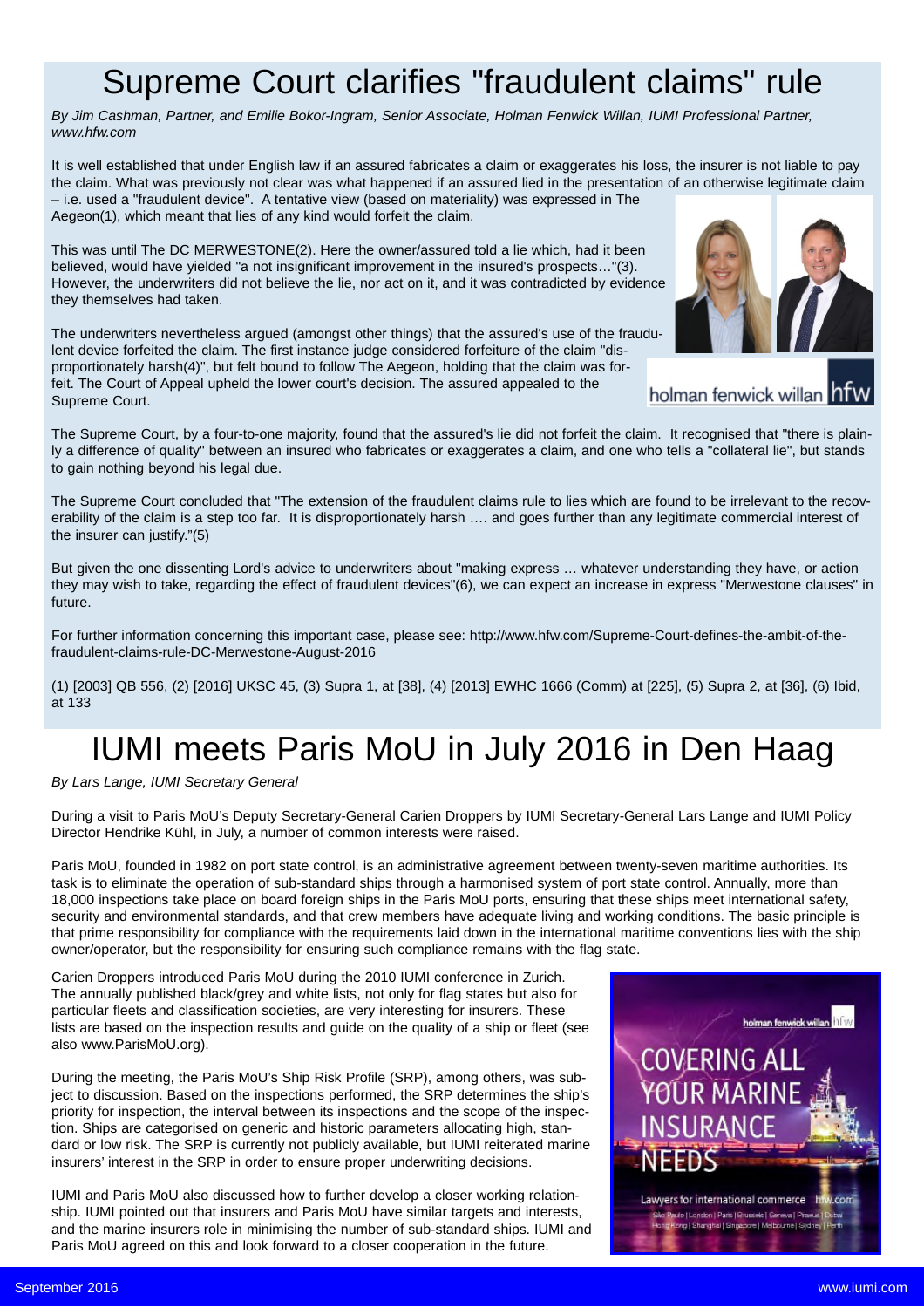# Supreme Court clarifies "fraudulent claims" rule

*By Jim Cashman, Partner, and Emilie Bokor-Ingram, Senior Associate, Holman Fenwick Willan, IUMI Professional Partner, www.hfw.com*

It is well established that under English law if an assured fabricates a claim or exaggerates his loss, the insurer is not liable to pay the claim. What was previously not clear was what happened if an assured lied in the presentation of an otherwise legitimate claim – i.e. used a "fraudulent device". A tentative view (based on materiality) was expressed in The Aegeon(1), which meant that lies of any kind would forfeit the claim.

This was until The DC MERWESTONE(2). Here the owner/assured told a lie which, had it been believed, would have yielded "a not insignificant improvement in the insured's prospects…"(3). However, the underwriters did not believe the lie, nor act on it, and it was contradicted by evidence they themselves had taken.

The underwriters nevertheless argued (amongst other things) that the assured's use of the fraudulent device forfeited the claim. The first instance judge considered forfeiture of the claim "disproportionately harsh(4)", but felt bound to follow The Aegeon, holding that the claim was forfeit. The Court of Appeal upheld the lower court's decision. The assured appealed to the Supreme Court.

The Supreme Court, by a four-to-one majority, found that the assured's lie did not forfeit the claim. It recognised that "there is plainly a difference of quality" between an insured who fabricates or exaggerates a claim, and one who tells a "collateral lie", but stands to gain nothing beyond his legal due.

The Supreme Court concluded that "The extension of the fraudulent claims rule to lies which are found to be irrelevant to the recoverability of the claim is a step too far. It is disproportionately harsh …. and goes further than any legitimate commercial interest of the insurer can justify."(5)

But given the one dissenting Lord's advice to underwriters about "making express … whatever understanding they have, or action they may wish to take, regarding the effect of fraudulent devices"(6), we can expect an increase in express "Merwestone clauses" in future.

For further information concerning this important case, please see: http://www.hfw.com/Supreme-Court-defines-the-ambit-of-the-fraudulent-claims-rule-DC-Merwestone-August-2016

(1) [2003] QB 556, (2) [2016] UKSC 45, (3) Supra 1, at [38], (4) [2013] EWHC 1666 (Comm) at [225], (5) Supra 2, at [36], (6) Ibid, at 133

# IUMI meets Paris MoU in July 2016 in Den Haag

*By Lars Lange, IUMI Secretary General*

During a visit to Paris MoU's Deputy Secretary-General Carien Droppers by IUMI Secretary-General Lars Lange and IUMI Policy Director Hendrike Kühl, in July, a number of common interests were raised.

Paris MoU, founded in 1982 on port state control, is an administrative agreement between twenty-seven maritime authorities. Its task is to eliminate the operation of sub-standard ships through a harmonised system of port state control. Annually, more than 18,000 inspections take place on board foreign ships in the Paris MoU ports, ensuring that these ships meet international safety, security and environmental standards, and that crew members have adequate living and working conditions. The basic principle is that prime responsibility for compliance with the requirements laid down in the international maritime conventions lies with the ship owner/operator, but the responsibility for ensuring such compliance remains with the flag state.

Carien Droppers introduced Paris MoU during the 2010 IUMI conference in Zurich. The annually published black/grey and white lists, not only for flag states but also for particular fleets and classification societies, are very interesting for insurers. These lists are based on the inspection results and guide on the quality of a ship or fleet (see also www.ParisMoU.org).

During the meeting, the Paris MoU's Ship Risk Profile (SRP), among others, was subject to discussion. Based on the inspections performed, the SRP determines the ship's priority for inspection, the interval between its inspections and the scope of the inspection. Ships are categorised on generic and historic parameters allocating high, standard or low risk. The SRP is currently not publicly available, but IUMI reiterated marine insurers' interest in the SRP in order to ensure proper underwriting decisions.

IUMI and Paris MoU also discussed how to further develop a closer working relationship. IUMI pointed out that insurers and Paris MoU have similar targets and interests, and the marine insurers role in minimising the number of sub-standard ships. IUMI and Paris MoU agreed on this and look forward to a closer cooperation in the future.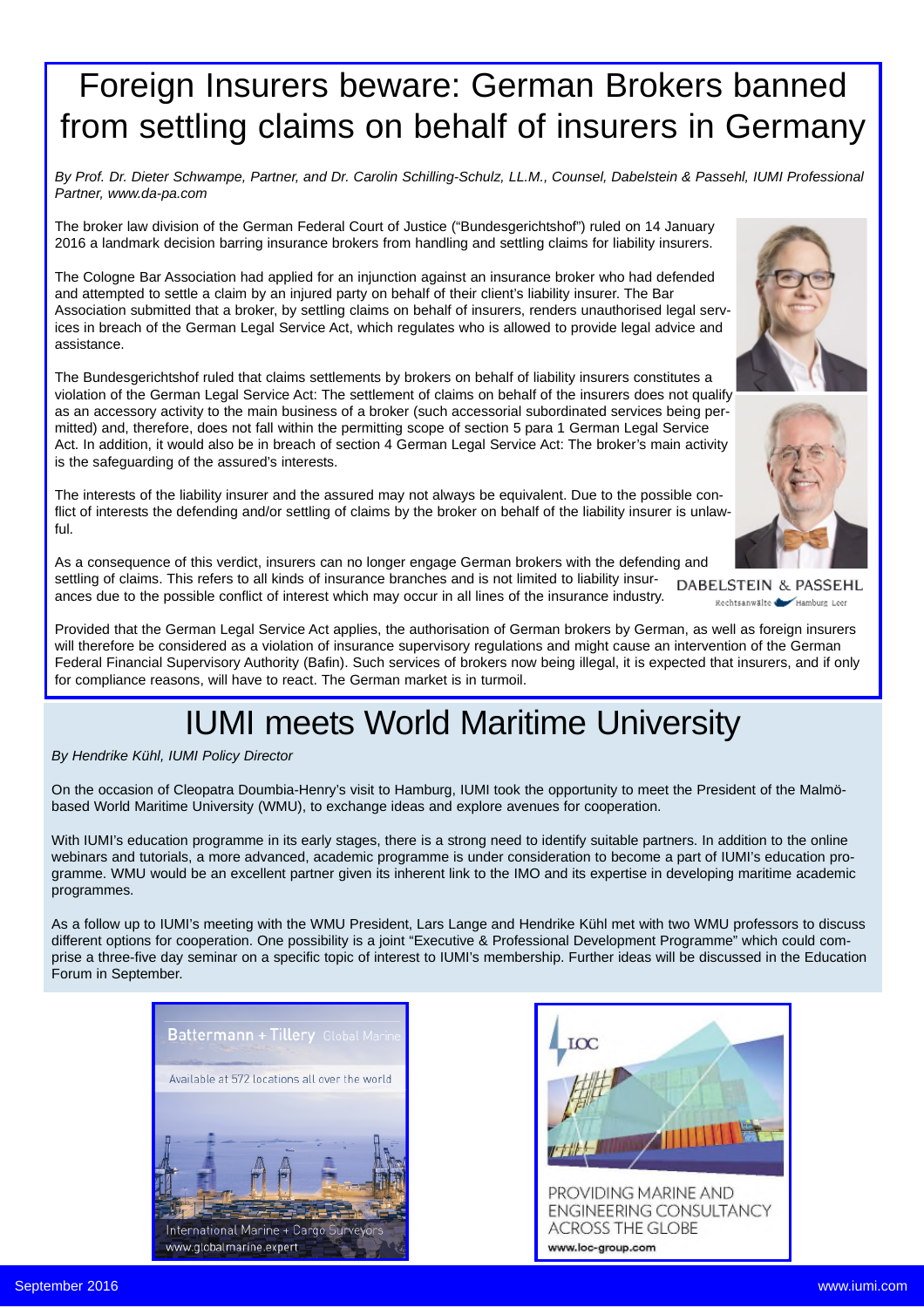# Foreign Insurers beware: German Brokers banned from settling claims on behalf of insurers in Germany

*By Prof. Dr. Dieter Schwampe, Partner, and Dr. Carolin Schilling-Schulz, LL.M., Counsel, Dabelstein & Passehl, IUMI Professional Partner, www.da-pa.com*

The broker law division of the German Federal Court of Justice ("Bundesgerichtshof") ruled on 14 January 2016 a landmark decision barring insurance brokers from handling and settling claims for liability insurers.

The Cologne Bar Association had applied for an injunction against an insurance broker who had defended and attempted to settle a claim by an injured party on behalf of their client's liability insurer. The Bar Association submitted that a broker, by settling claims on behalf of insurers, renders unauthorised legal services in breach of the German Legal Service Act, which regulates who is allowed to provide legal advice and assistance.

The Bundesgerichtshof ruled that claims settlements by brokers on behalf of liability insurers constitutes a violation of the German Legal Service Act: The settlement of claims on behalf of the insurers does not qualify as an accessory activity to the main business of a broker (such accessorial subordinated services being permitted) and, therefore, does not fall within the permitting scope of section 5 para 1 German Legal Service Act. In addition, it would also be in breach of section 4 German Legal Service Act: The broker's main activity is the safeguarding of the assured's interests.

The interests of the liability insurer and the assured may not always be equivalent. Due to the possible conflict of interests the defending and/or settling of claims by the broker on behalf of the liability insurer is unlawful.

As a consequence of this verdict, insurers can no longer engage German brokers with the defending and settling of claims. This refers to all kinds of insurance branches and is not limited to liability insurances due to the possible conflict of interest which may occur in all lines of the insurance industry.

DABELSTEIN & PASSEHL
Rechtsanwälte Hamburg Leer

Provided that the German Legal Service Act applies, the authorisation of German brokers by German, as well as foreign insurers will therefore be considered as a violation of insurance supervisory regulations and might cause an intervention of the German Federal Financial Supervisory Authority (Bafin). Such services of brokers now being illegal, it is expected that insurers, and if only for compliance reasons, will have to react. The German market is in turmoil.

# IUMI meets World Maritime University

*By Hendrike Kühl, IUMI Policy Director*

On the occasion of Cleopatra Doumbia-Henry's visit to Hamburg, IUMI took the opportunity to meet the President of the Malmö-based World Maritime University (WMU), to exchange ideas and explore avenues for cooperation.

With IUMI's education programme in its early stages, there is a strong need to identify suitable partners. In addition to the online webinars and tutorials, a more advanced, academic programme is under consideration to become a part of IUMI's education programme. WMU would be an excellent partner given its inherent link to the IMO and its expertise in developing maritime academic programmes.

As a follow up to IUMI's meeting with the WMU President, Lars Lange and Hendrike Kühl met with two WMU professors to discuss different options for cooperation. One possibility is a joint "Executive & Professional Development Programme" which could comprise a three-five day seminar on a specific topic of interest to IUMI's membership. Further ideas will be discussed in the Education Forum in September.

Battermann + Tillery Global Marine
Available at 572 locations all over the world
International Marine + Cargo Surveyors
www.globalmarine.expert

LOC
PROVIDING MARINE AND ENGINEERING CONSULTANCY ACROSS THE GLOBE
www.loc-group.com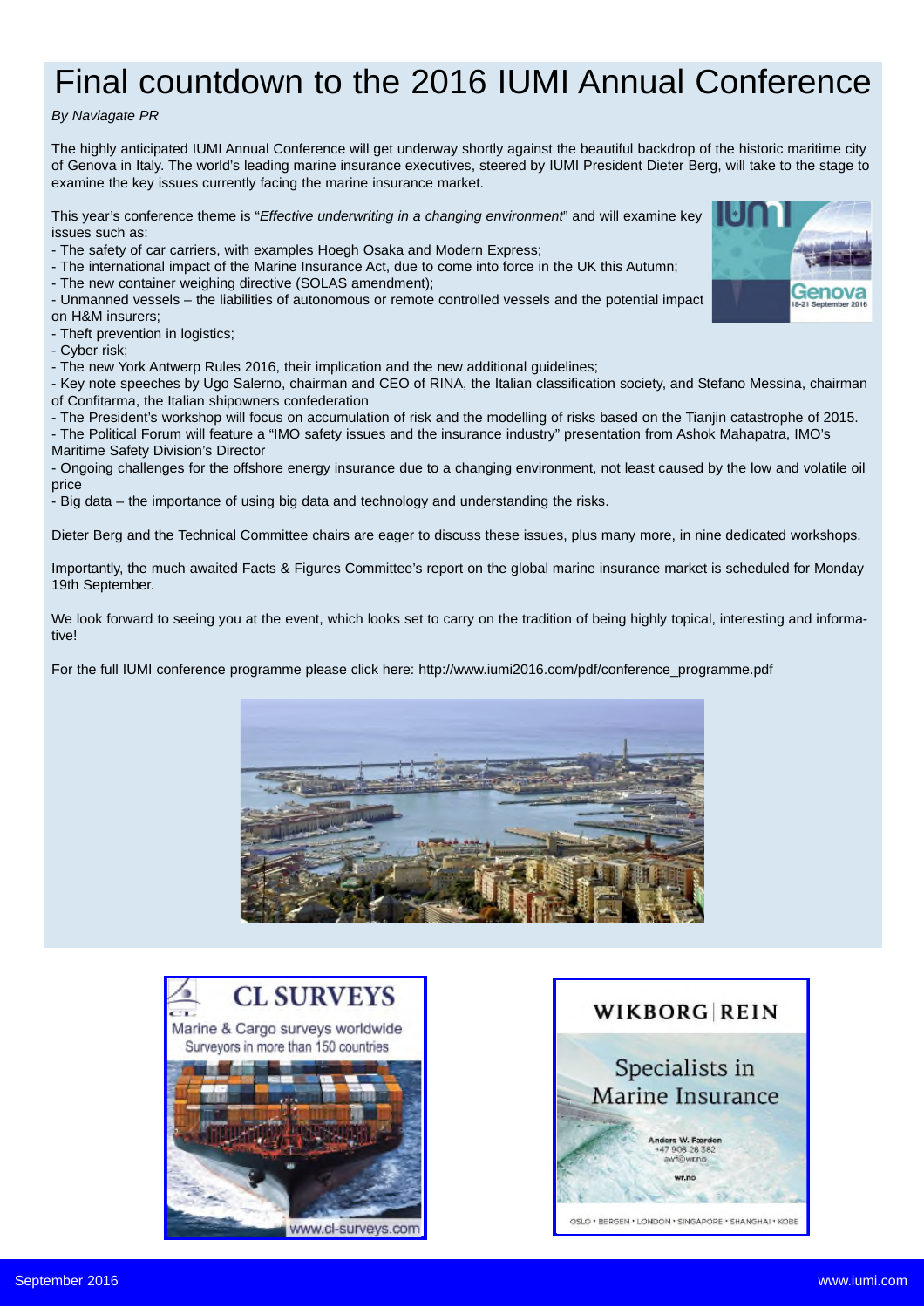# Final countdown to the 2016 IUMI Annual Conference

*By Naviagate PR*

The highly anticipated IUMI Annual Conference will get underway shortly against the beautiful backdrop of the historic maritime city of Genova in Italy. The world's leading marine insurance executives, steered by IUMI President Dieter Berg, will take to the stage to examine the key issues currently facing the marine insurance market.

This year's conference theme is "*Effective underwriting in a changing environment*" and will examine key issues such as:

- The safety of car carriers, with examples Hoegh Osaka and Modern Express;
- The international impact of the Marine Insurance Act, due to come into force in the UK this Autumn;
- The new container weighing directive (SOLAS amendment);
- Unmanned vessels – the liabilities of autonomous or remote controlled vessels and the potential impact on H&M insurers;
- Theft prevention in logistics;
- Cyber risk;
- The new York Antwerp Rules 2016, their implication and the new additional guidelines;
- Key note speeches by Ugo Salerno, chairman and CEO of RINA, the Italian classification society, and Stefano Messina, chairman of Confitarma, the Italian shipowners confederation
- The President's workshop will focus on accumulation of risk and the modelling of risks based on the Tianjin catastrophe of 2015.
- The Political Forum will feature a "IMO safety issues and the insurance industry" presentation from Ashok Mahapatra, IMO's Maritime Safety Division's Director
- Ongoing challenges for the offshore energy insurance due to a changing environment, not least caused by the low and volatile oil price
- Big data – the importance of using big data and technology and understanding the risks.

Dieter Berg and the Technical Committee chairs are eager to discuss these issues, plus many more, in nine dedicated workshops.

Importantly, the much awaited Facts & Figures Committee's report on the global marine insurance market is scheduled for Monday 19th September.

We look forward to seeing you at the event, which looks set to carry on the tradition of being highly topical, interesting and informative!

For the full IUMI conference programme please click here: http://www.iumi2016.com/pdf/conference_programme.pdf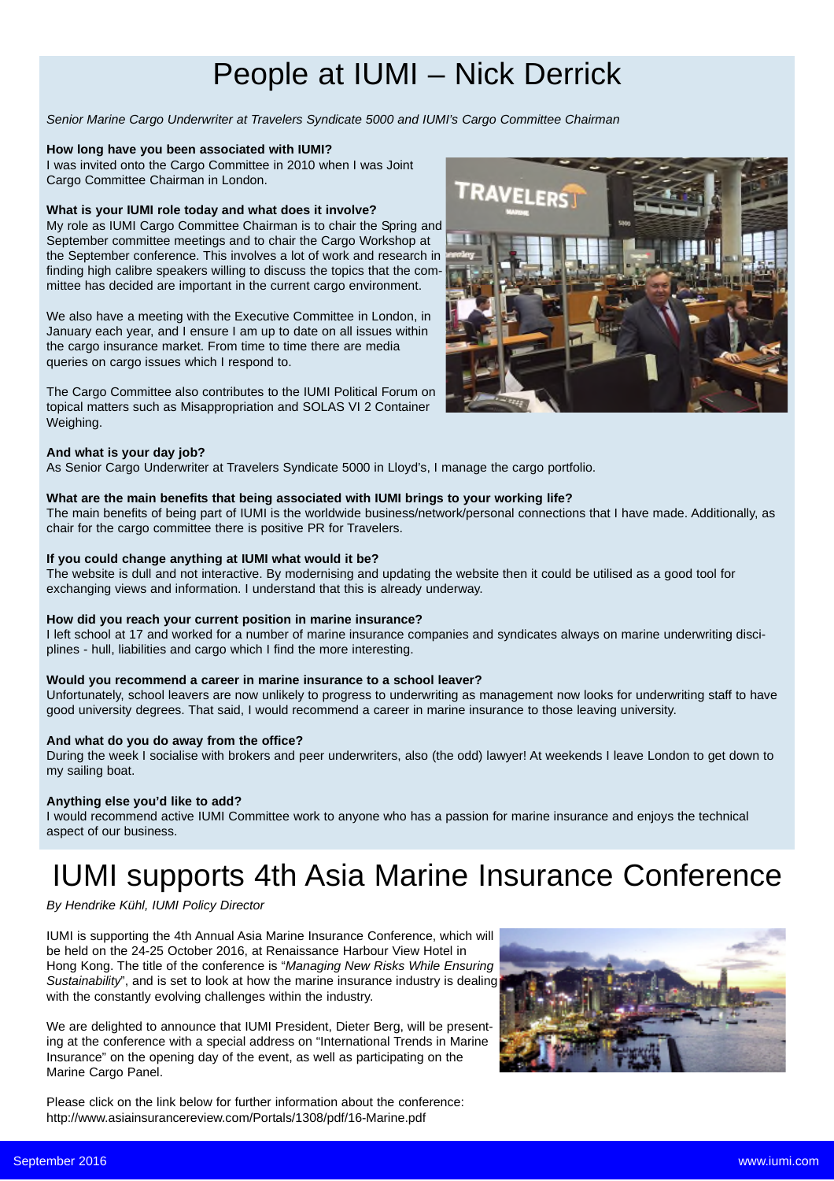# People at IUMI – Nick Derrick

*Senior Marine Cargo Underwriter at Travelers Syndicate 5000 and IUMI's Cargo Committee Chairman*

**How long have you been associated with IUMI?**
I was invited onto the Cargo Committee in 2010 when I was Joint Cargo Committee Chairman in London.

**What is your IUMI role today and what does it involve?**
My role as IUMI Cargo Committee Chairman is to chair the Spring and September committee meetings and to chair the Cargo Workshop at the September conference. This involves a lot of work and research in finding high calibre speakers willing to discuss the topics that the committee has decided are important in the current cargo environment.

We also have a meeting with the Executive Committee in London, in January each year, and I ensure I am up to date on all issues within the cargo insurance market. From time to time there are media queries on cargo issues which I respond to.

The Cargo Committee also contributes to the IUMI Political Forum on topical matters such as Misappropriation and SOLAS VI 2 Container Weighing.

**And what is your day job?**
As Senior Cargo Underwriter at Travelers Syndicate 5000 in Lloyd's, I manage the cargo portfolio.

**What are the main benefits that being associated with IUMI brings to your working life?**
The main benefits of being part of IUMI is the worldwide business/network/personal connections that I have made. Additionally, as chair for the cargo committee there is positive PR for Travelers.

**If you could change anything at IUMI what would it be?**
The website is dull and not interactive. By modernising and updating the website then it could be utilised as a good tool for exchanging views and information. I understand that this is already underway.

**How did you reach your current position in marine insurance?**
I left school at 17 and worked for a number of marine insurance companies and syndicates always on marine underwriting disciplines - hull, liabilities and cargo which I find the more interesting.

**Would you recommend a career in marine insurance to a school leaver?**
Unfortunately, school leavers are now unlikely to progress to underwriting as management now looks for underwriting staff to have good university degrees. That said, I would recommend a career in marine insurance to those leaving university.

**And what do you do away from the office?**
During the week I socialise with brokers and peer underwriters, also (the odd) lawyer! At weekends I leave London to get down to my sailing boat.

**Anything else you'd like to add?**
I would recommend active IUMI Committee work to anyone who has a passion for marine insurance and enjoys the technical aspect of our business.

# IUMI supports 4th Asia Marine Insurance Conference

*By Hendrike Kühl, IUMI Policy Director*

IUMI is supporting the 4th Annual Asia Marine Insurance Conference, which will be held on the 24-25 October 2016, at Renaissance Harbour View Hotel in Hong Kong. The title of the conference is "*Managing New Risks While Ensuring Sustainability*", and is set to look at how the marine insurance industry is dealing with the constantly evolving challenges within the industry.

We are delighted to announce that IUMI President, Dieter Berg, will be presenting at the conference with a special address on "International Trends in Marine Insurance" on the opening day of the event, as well as participating on the Marine Cargo Panel.

Please click on the link below for further information about the conference:
http://www.asiainsurancereview.com/Portals/1308/pdf/16-Marine.pdf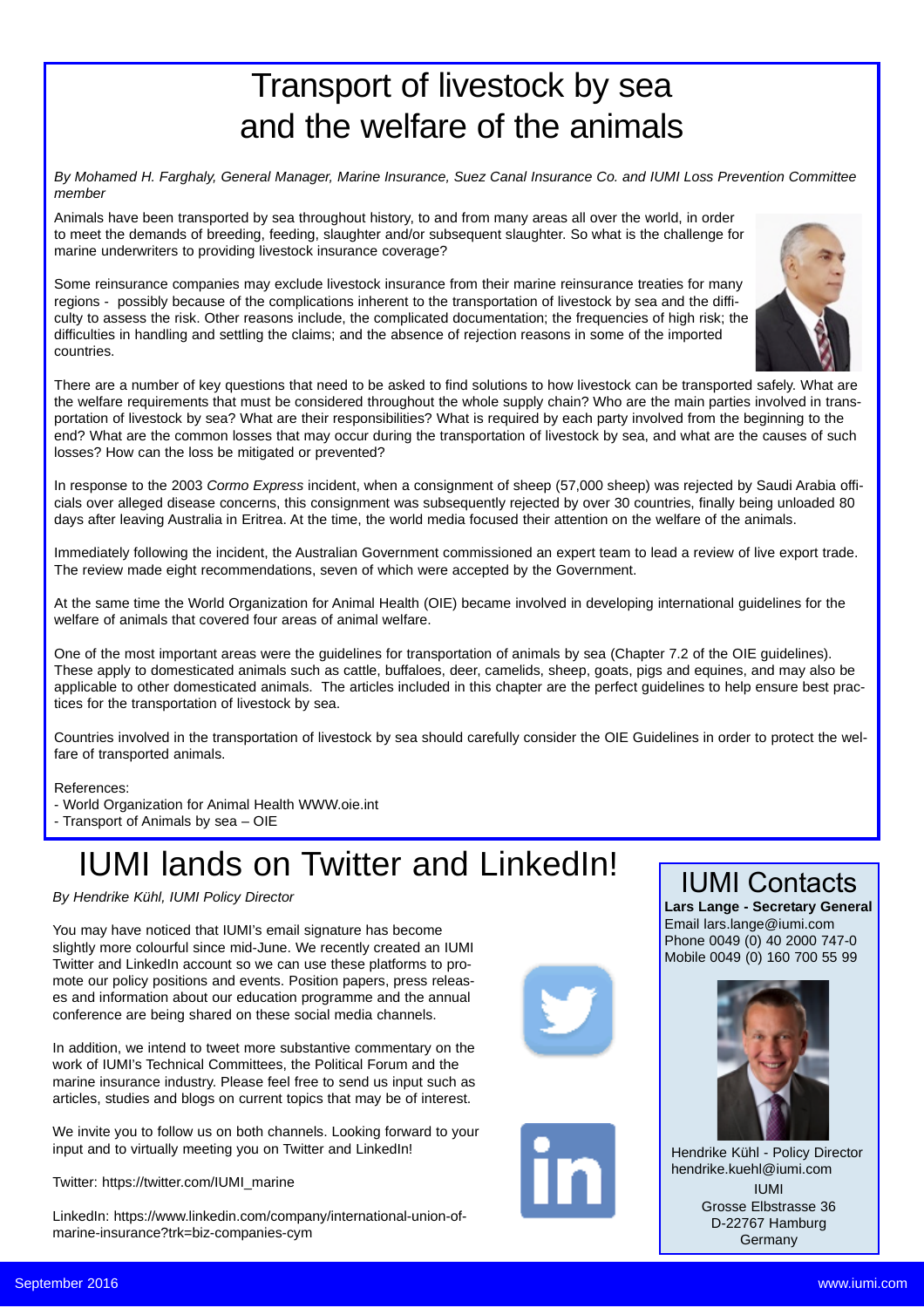# Transport of livestock by sea and the welfare of the animals

*By Mohamed H. Farghaly, General Manager, Marine Insurance, Suez Canal Insurance Co. and IUMI Loss Prevention Committee member*

Animals have been transported by sea throughout history, to and from many areas all over the world, in order to meet the demands of breeding, feeding, slaughter and/or subsequent slaughter. So what is the challenge for marine underwriters to providing livestock insurance coverage?

Some reinsurance companies may exclude livestock insurance from their marine reinsurance treaties for many regions - possibly because of the complications inherent to the transportation of livestock by sea and the difficulty to assess the risk. Other reasons include, the complicated documentation; the frequencies of high risk; the difficulties in handling and settling the claims; and the absence of rejection reasons in some of the imported countries.

There are a number of key questions that need to be asked to find solutions to how livestock can be transported safely. What are the welfare requirements that must be considered throughout the whole supply chain? Who are the main parties involved in transportation of livestock by sea? What are their responsibilities? What is required by each party involved from the beginning to the end? What are the common losses that may occur during the transportation of livestock by sea, and what are the causes of such losses? How can the loss be mitigated or prevented?

In response to the 2003 *Cormo Express* incident, when a consignment of sheep (57,000 sheep) was rejected by Saudi Arabia officials over alleged disease concerns, this consignment was subsequently rejected by over 30 countries, finally being unloaded 80 days after leaving Australia in Eritrea. At the time, the world media focused their attention on the welfare of the animals.

Immediately following the incident, the Australian Government commissioned an expert team to lead a review of live export trade. The review made eight recommendations, seven of which were accepted by the Government.

At the same time the World Organization for Animal Health (OIE) became involved in developing international guidelines for the welfare of animals that covered four areas of animal welfare.

One of the most important areas were the guidelines for transportation of animals by sea (Chapter 7.2 of the OIE guidelines). These apply to domesticated animals such as cattle, buffaloes, deer, camelids, sheep, goats, pigs and equines, and may also be applicable to other domesticated animals. The articles included in this chapter are the perfect guidelines to help ensure best practices for the transportation of livestock by sea.

Countries involved in the transportation of livestock by sea should carefully consider the OIE Guidelines in order to protect the welfare of transported animals.

References:
- World Organization for Animal Health WWW.oie.int
- Transport of Animals by sea – OIE

# IUMI lands on Twitter and LinkedIn!

*By Hendrike Kühl, IUMI Policy Director*

You may have noticed that IUMI's email signature has become slightly more colourful since mid-June. We recently created an IUMI Twitter and LinkedIn account so we can use these platforms to promote our policy positions and events. Position papers, press releases and information about our education programme and the annual conference are being shared on these social media channels.

In addition, we intend to tweet more substantive commentary on the work of IUMI's Technical Committees, the Political Forum and the marine insurance industry. Please feel free to send us input such as articles, studies and blogs on current topics that may be of interest.

We invite you to follow us on both channels. Looking forward to your input and to virtually meeting you on Twitter and LinkedIn!

Twitter: https://twitter.com/IUMI_marine

LinkedIn: https://www.linkedin.com/company/international-union-of-marine-insurance?trk=biz-companies-cym

## IUMI Contacts

**Lars Lange - Secretary General**
Email lars.lange@iumi.com
Phone 0049 (0) 40 2000 747-0
Mobile 0049 (0) 160 700 55 99

Hendrike Kühl - Policy Director
hendrike.kuehl@iumi.com

IUMI
Grosse Elbstrasse 36
D-22767 Hamburg
Germany